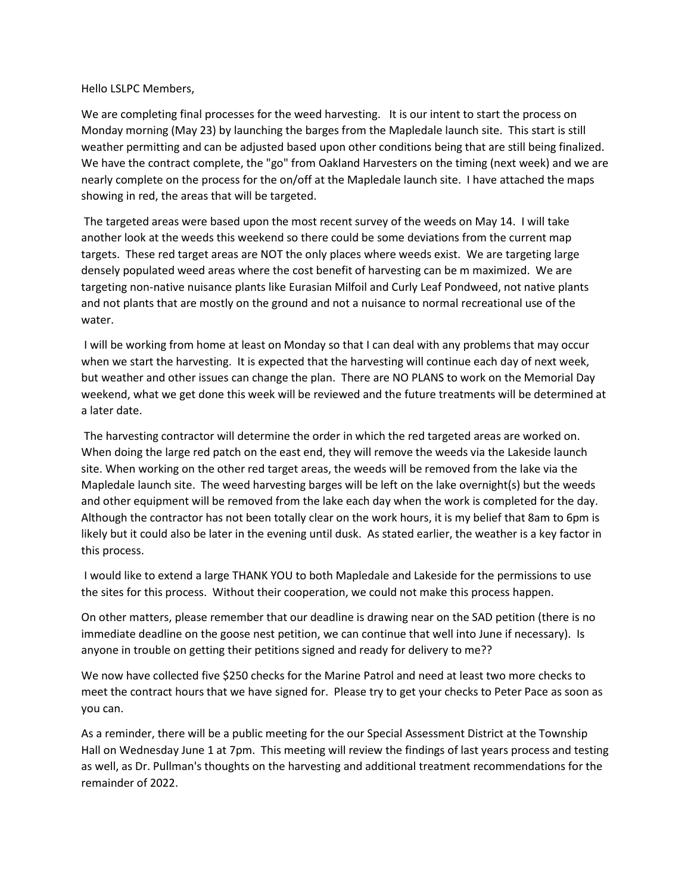Hello LSLPC Members,

We are completing final processes for the weed harvesting. It is our intent to start the process on Monday morning (May 23) by launching the barges from the Mapledale launch site. This start is still weather permitting and can be adjusted based upon other conditions being that are still being finalized. We have the contract complete, the "go" from Oakland Harvesters on the timing (next week) and we are nearly complete on the process for the on/off at the Mapledale launch site. I have attached the maps showing in red, the areas that will be targeted.

The targeted areas were based upon the most recent survey of the weeds on May 14. I will take another look at the weeds this weekend so there could be some deviations from the current map targets. These red target areas are NOT the only places where weeds exist. We are targeting large densely populated weed areas where the cost benefit of harvesting can be m maximized. We are targeting non-native nuisance plants like Eurasian Milfoil and Curly Leaf Pondweed, not native plants and not plants that are mostly on the ground and not a nuisance to normal recreational use of the water.

I will be working from home at least on Monday so that I can deal with any problems that may occur when we start the harvesting. It is expected that the harvesting will continue each day of next week, but weather and other issues can change the plan. There are NO PLANS to work on the Memorial Day weekend, what we get done this week will be reviewed and the future treatments will be determined at a later date.

The harvesting contractor will determine the order in which the red targeted areas are worked on. When doing the large red patch on the east end, they will remove the weeds via the Lakeside launch site. When working on the other red target areas, the weeds will be removed from the lake via the Mapledale launch site. The weed harvesting barges will be left on the lake overnight(s) but the weeds and other equipment will be removed from the lake each day when the work is completed for the day. Although the contractor has not been totally clear on the work hours, it is my belief that 8am to 6pm is likely but it could also be later in the evening until dusk. As stated earlier, the weather is a key factor in this process.

I would like to extend a large THANK YOU to both Mapledale and Lakeside for the permissions to use the sites for this process. Without their cooperation, we could not make this process happen.

On other matters, please remember that our deadline is drawing near on the SAD petition (there is no immediate deadline on the goose nest petition, we can continue that well into June if necessary). Is anyone in trouble on getting their petitions signed and ready for delivery to me??

We now have collected five $250 checks for the Marine Patrol and need at least two more checks to meet the contract hours that we have signed for. Please try to get your checks to Peter Pace as soon as you can.

As a reminder, there will be a public meeting for the our Special Assessment District at the Township Hall on Wednesday June 1 at 7pm. This meeting will review the findings of last years process and testing as well, as Dr. Pullman's thoughts on the harvesting and additional treatment recommendations for the remainder of 2022.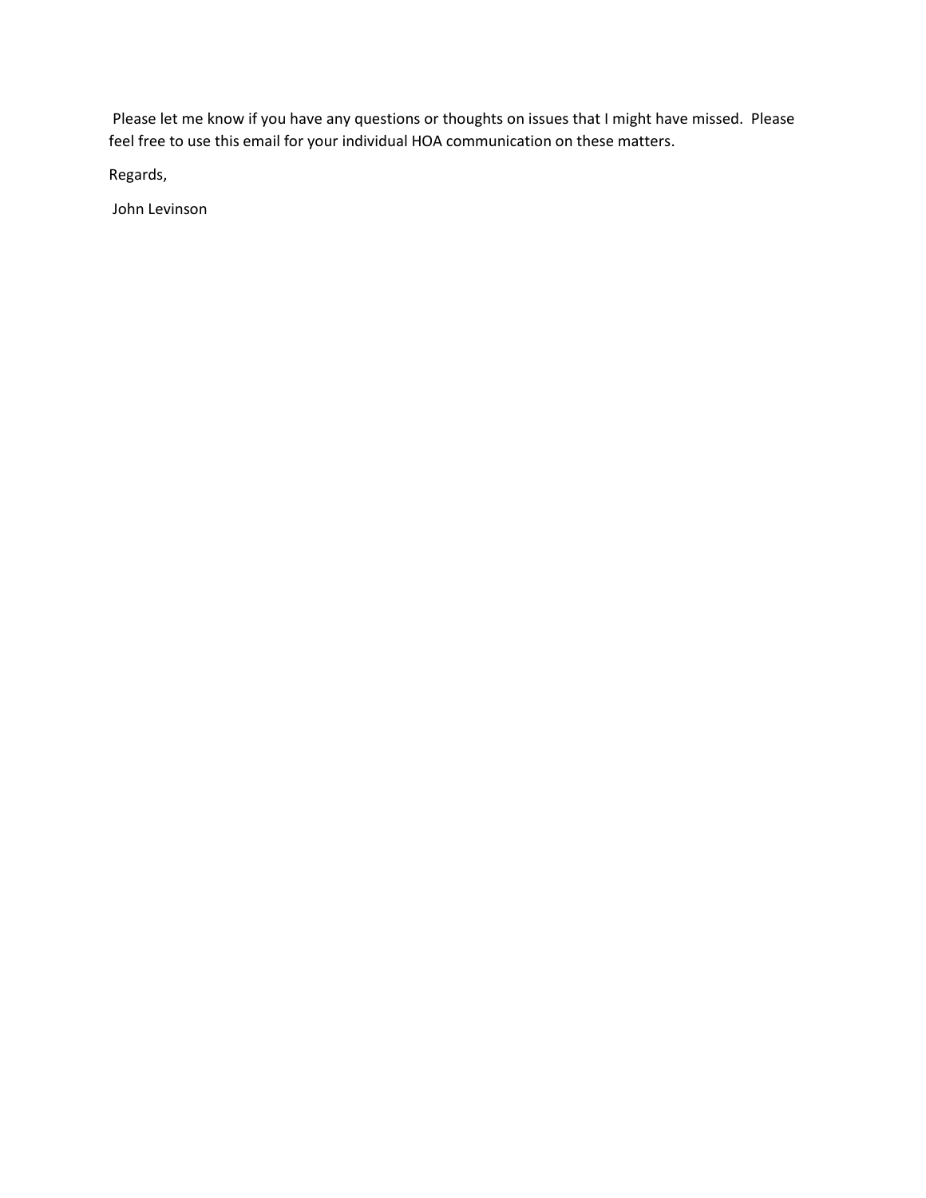Please let me know if you have any questions or thoughts on issues that I might have missed. Please feel free to use this email for your individual HOA communication on these matters.

Regards,

John Levinson